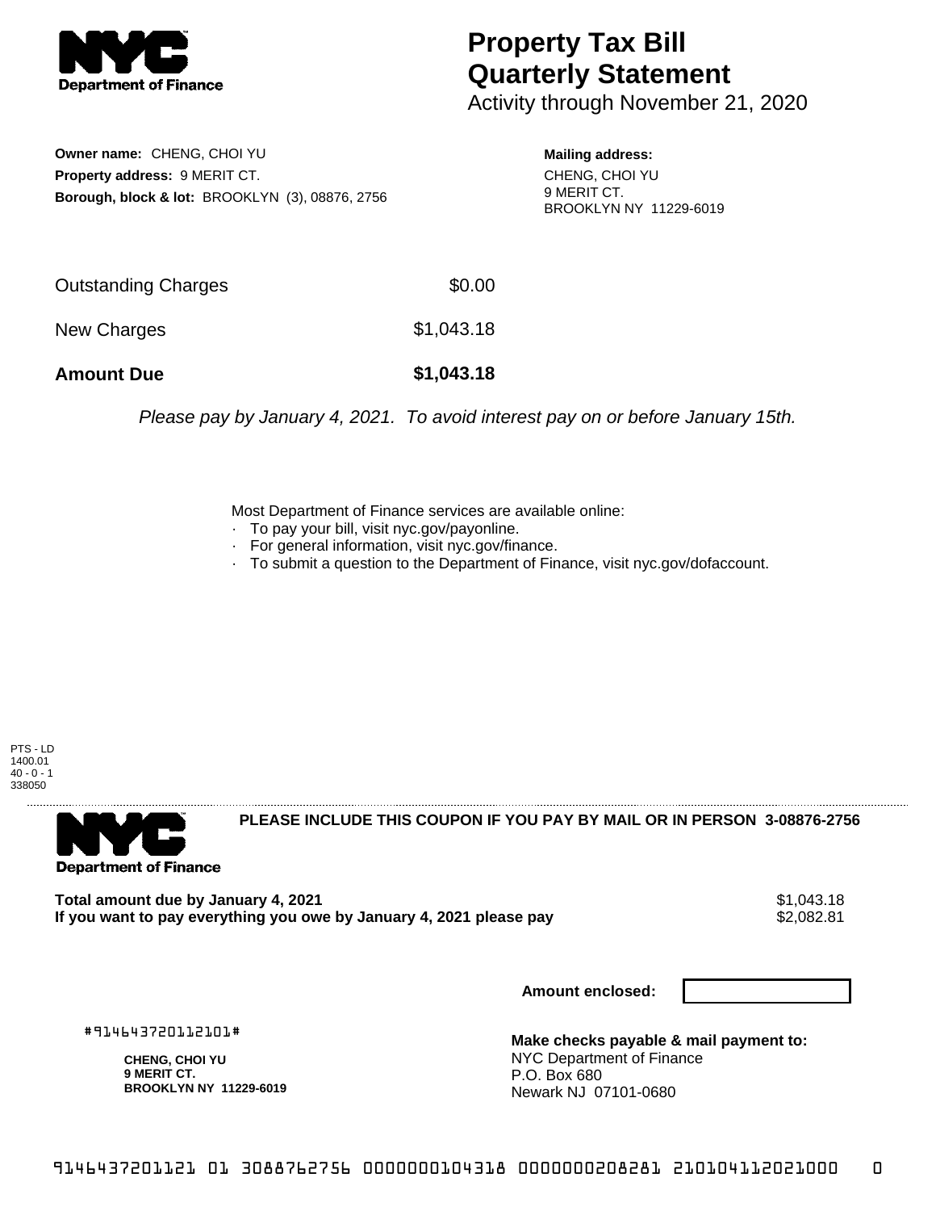# Property Tax Bill Quarterly Statement

Activity through November 21, 2020

**Owner name:** CHENG, CHOI YU
**Property address:** 9 MERIT CT.
**Borough, block & lot:** BROOKLYN (3), 08876, 2756

**Mailing address:**
CHENG, CHOI YU
9 MERIT CT.
BROOKLYN NY 11229-6019

| | |
|---|---|
| Outstanding Charges | $0.00 |
| New Charges | $1,043.18 |
| **Amount Due** | **$1,043.18** |

*Please pay by January 4, 2021. To avoid interest pay on or before January 15th.*

Most Department of Finance services are available online:

- To pay your bill, visit nyc.gov/payonline.
- For general information, visit nyc.gov/finance.
- To submit a question to the Department of Finance, visit nyc.gov/dofaccount.

PTS - LD
1400.01
40 - 0 - 1
338050

**PLEASE INCLUDE THIS COUPON IF YOU PAY BY MAIL OR IN PERSON 3-08876-2756**

| | |
|---|---|
| **Total amount due by January 4, 2021** | $1,043.18 |
| **If you want to pay everything you owe by January 4, 2021 please pay** | $2,082.81 |

**Amount enclosed:**

#914643720112101#

**CHENG, CHOI YU**
**9 MERIT CT.**
**BROOKLYN NY 11229-6019**

**Make checks payable & mail payment to:**
NYC Department of Finance
P.O. Box 680
Newark NJ 07101-0680

9146437201121 01 3088762756 0000000104318 0000000208281 210104112021000 0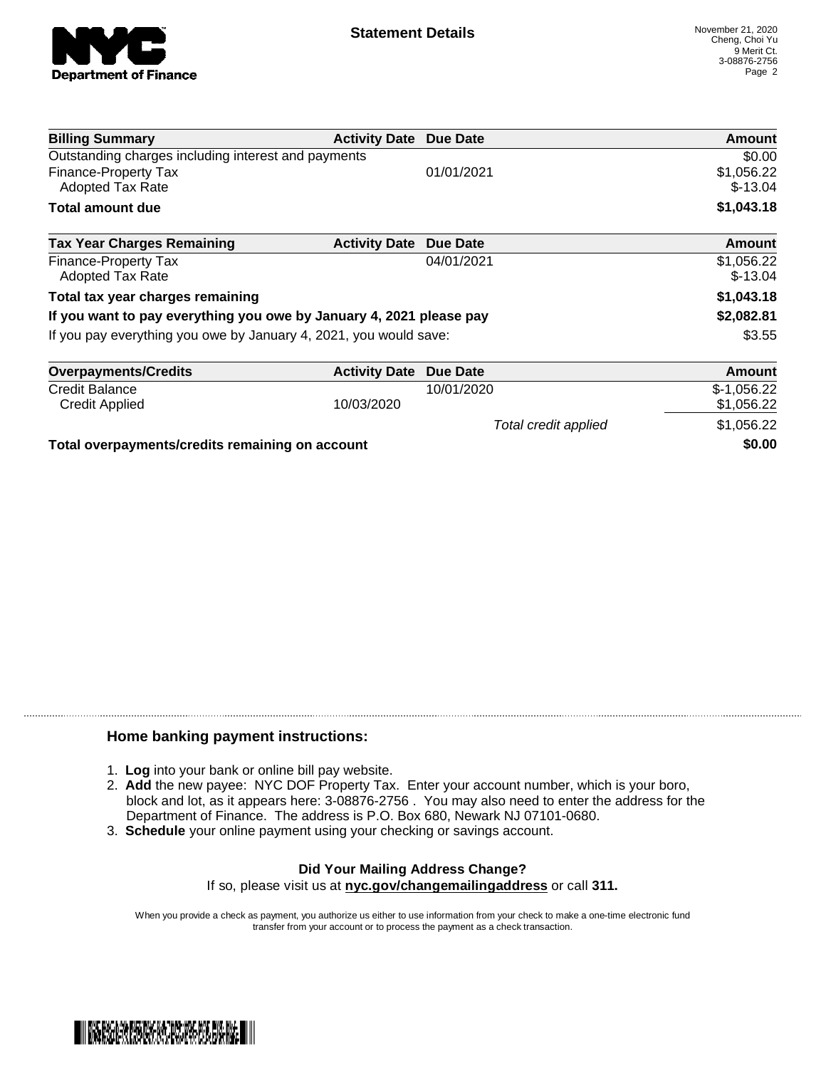## Statement Details

November 21, 2020
Cheng, Choi Yu
9 Merit Ct.
3-08876-2756

| Billing Summary | Activity Date | Due Date | Amount |
|---|---|---|---|
| Outstanding charges including interest and payments | | | $0.00 |
| Finance-Property Tax | | 01/01/2021 | $1,056.22 |
| Adopted Tax Rate | | | $-13.04 |
| **Total amount due** | | | **$1,043.18** |

| Tax Year Charges Remaining | Activity Date | Due Date | Amount |
|---|---|---|---|
| Finance-Property Tax | | 04/01/2021 | $1,056.22 |
| Adopted Tax Rate | | | $-13.04 |
| **Total tax year charges remaining** | | | **$1,043.18** |
| **If you want to pay everything you owe by January 4, 2021 please pay** | | | **$2,082.81** |
| If you pay everything you owe by January 4, 2021, you would save: | | | $3.55 |

| Overpayments/Credits | Activity Date | Due Date | Amount |
|---|---|---|---|
| Credit Balance | | 10/01/2020 | $-1,056.22 |
| Credit Applied | 10/03/2020 | | $1,056.22 |
| | | *Total credit applied* | $1,056.22 |
| **Total overpayments/credits remaining on account** | | | **$0.00** |

### Home banking payment instructions:

1. **Log** into your bank or online bill pay website.
2. **Add** the new payee: NYC DOF Property Tax. Enter your account number, which is your boro, block and lot, as it appears here: 3-08876-2756 . You may also need to enter the address for the Department of Finance. The address is P.O. Box 680, Newark NJ 07101-0680.
3. **Schedule** your online payment using your checking or savings account.

**Did Your Mailing Address Change?**
If so, please visit us at **nyc.gov/changemailingaddress** or call **311.**

When you provide a check as payment, you authorize us either to use information from your check to make a one-time electronic fund transfer from your account or to process the payment as a check transaction.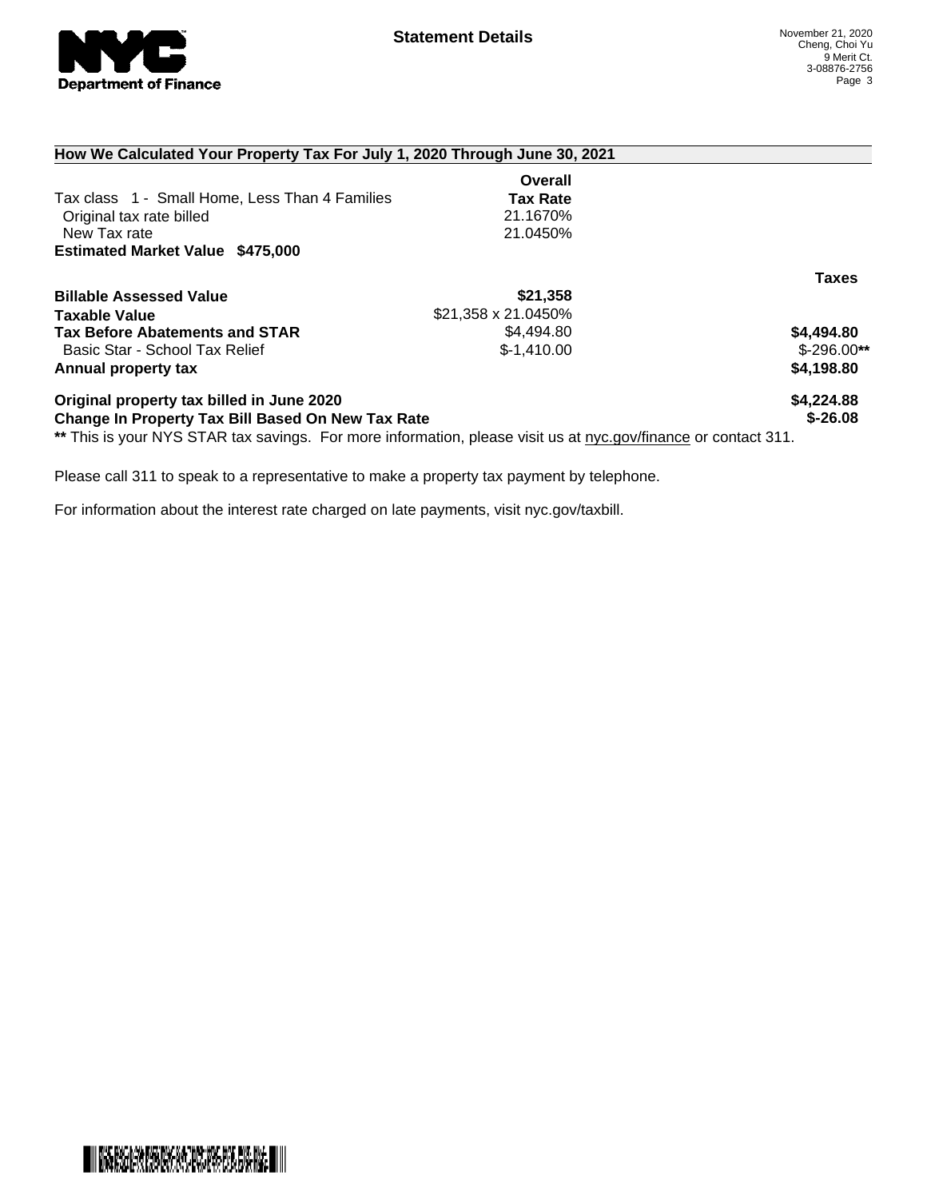## Statement Details

November 21, 2020
Cheng, Choi Yu
9 Merit Ct.
3-08876-2756

### How We Calculated Your Property Tax For July 1, 2020 Through June 30, 2021

| | Overall Tax Rate | |
|---|---|---|
| Tax class 1 - Small Home, Less Than 4 Families | | |
| Original tax rate billed | 21.1670% | |
| New Tax rate | 21.0450% | |
| **Estimated Market Value $475,000** | | |
| | | **Taxes** |
| **Billable Assessed Value** | **$21,358** | |
| **Taxable Value** | $21,358 x 21.0450% | |
| **Tax Before Abatements and STAR** | $4,494.80 | **$4,494.80** |
| Basic Star - School Tax Relief | $-1,410.00 | $-296.00** |
| **Annual property tax** | | **$4,198.80** |
| **Original property tax billed in June 2020** | | **$4,224.88** |
| **Change In Property Tax Bill Based On New Tax Rate** | | **$-26.08** |

** This is your NYS STAR tax savings. For more information, please visit us at nyc.gov/finance or contact 311.

Please call 311 to speak to a representative to make a property tax payment by telephone.

For information about the interest rate charged on late payments, visit nyc.gov/taxbill.